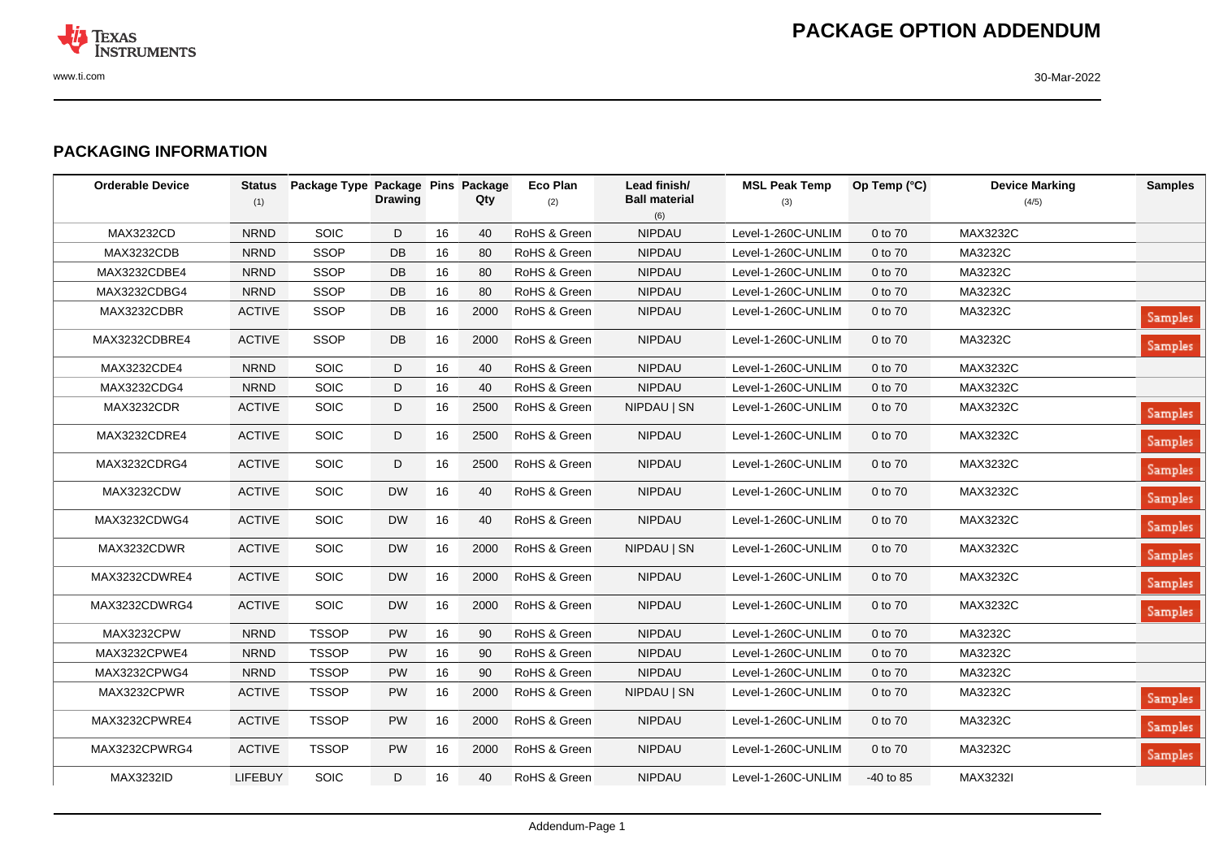# PACKAGE OPTION ADDENDUM

## PACKAGING INFORMATION

| Orderable Device | Status (1) | Package Type | Package Drawing | Pins | Package Qty | Eco Plan (2) | Lead finish/ Ball material (6) | MSL Peak Temp (3) | Op Temp (°C) | Device Marking (4/5) | Samples |
|---|---|---|---|---|---|---|---|---|---|---|---|
| MAX3232CD | NRND | SOIC | D | 16 | 40 | RoHS & Green | NIPDAU | Level-1-260C-UNLIM | 0 to 70 | MAX3232C | |
| MAX3232CDB | NRND | SSOP | DB | 16 | 80 | RoHS & Green | NIPDAU | Level-1-260C-UNLIM | 0 to 70 | MA3232C | |
| MAX3232CDBE4 | NRND | SSOP | DB | 16 | 80 | RoHS & Green | NIPDAU | Level-1-260C-UNLIM | 0 to 70 | MA3232C | |
| MAX3232CDBG4 | NRND | SSOP | DB | 16 | 80 | RoHS & Green | NIPDAU | Level-1-260C-UNLIM | 0 to 70 | MA3232C | |
| MAX3232CDBR | ACTIVE | SSOP | DB | 16 | 2000 | RoHS & Green | NIPDAU | Level-1-260C-UNLIM | 0 to 70 | MA3232C | Samples |
| MAX3232CDBRE4 | ACTIVE | SSOP | DB | 16 | 2000 | RoHS & Green | NIPDAU | Level-1-260C-UNLIM | 0 to 70 | MA3232C | Samples |
| MAX3232CDE4 | NRND | SOIC | D | 16 | 40 | RoHS & Green | NIPDAU | Level-1-260C-UNLIM | 0 to 70 | MAX3232C | |
| MAX3232CDG4 | NRND | SOIC | D | 16 | 40 | RoHS & Green | NIPDAU | Level-1-260C-UNLIM | 0 to 70 | MAX3232C | |
| MAX3232CDR | ACTIVE | SOIC | D | 16 | 2500 | RoHS & Green | NIPDAU \| SN | Level-1-260C-UNLIM | 0 to 70 | MAX3232C | Samples |
| MAX3232CDRE4 | ACTIVE | SOIC | D | 16 | 2500 | RoHS & Green | NIPDAU | Level-1-260C-UNLIM | 0 to 70 | MAX3232C | Samples |
| MAX3232CDRG4 | ACTIVE | SOIC | D | 16 | 2500 | RoHS & Green | NIPDAU | Level-1-260C-UNLIM | 0 to 70 | MAX3232C | Samples |
| MAX3232CDW | ACTIVE | SOIC | DW | 16 | 40 | RoHS & Green | NIPDAU | Level-1-260C-UNLIM | 0 to 70 | MAX3232C | Samples |
| MAX3232CDWG4 | ACTIVE | SOIC | DW | 16 | 40 | RoHS & Green | NIPDAU | Level-1-260C-UNLIM | 0 to 70 | MAX3232C | Samples |
| MAX3232CDWR | ACTIVE | SOIC | DW | 16 | 2000 | RoHS & Green | NIPDAU \| SN | Level-1-260C-UNLIM | 0 to 70 | MAX3232C | Samples |
| MAX3232CDWRE4 | ACTIVE | SOIC | DW | 16 | 2000 | RoHS & Green | NIPDAU | Level-1-260C-UNLIM | 0 to 70 | MAX3232C | Samples |
| MAX3232CDWRG4 | ACTIVE | SOIC | DW | 16 | 2000 | RoHS & Green | NIPDAU | Level-1-260C-UNLIM | 0 to 70 | MAX3232C | Samples |
| MAX3232CPW | NRND | TSSOP | PW | 16 | 90 | RoHS & Green | NIPDAU | Level-1-260C-UNLIM | 0 to 70 | MA3232C | |
| MAX3232CPWE4 | NRND | TSSOP | PW | 16 | 90 | RoHS & Green | NIPDAU | Level-1-260C-UNLIM | 0 to 70 | MA3232C | |
| MAX3232CPWG4 | NRND | TSSOP | PW | 16 | 90 | RoHS & Green | NIPDAU | Level-1-260C-UNLIM | 0 to 70 | MA3232C | |
| MAX3232CPWR | ACTIVE | TSSOP | PW | 16 | 2000 | RoHS & Green | NIPDAU \| SN | Level-1-260C-UNLIM | 0 to 70 | MA3232C | Samples |
| MAX3232CPWRE4 | ACTIVE | TSSOP | PW | 16 | 2000 | RoHS & Green | NIPDAU | Level-1-260C-UNLIM | 0 to 70 | MA3232C | Samples |
| MAX3232CPWRG4 | ACTIVE | TSSOP | PW | 16 | 2000 | RoHS & Green | NIPDAU | Level-1-260C-UNLIM | 0 to 70 | MA3232C | Samples |
| MAX3232ID | LIFEBUY | SOIC | D | 16 | 40 | RoHS & Green | NIPDAU | Level-1-260C-UNLIM | -40 to 85 | MAX3232I | |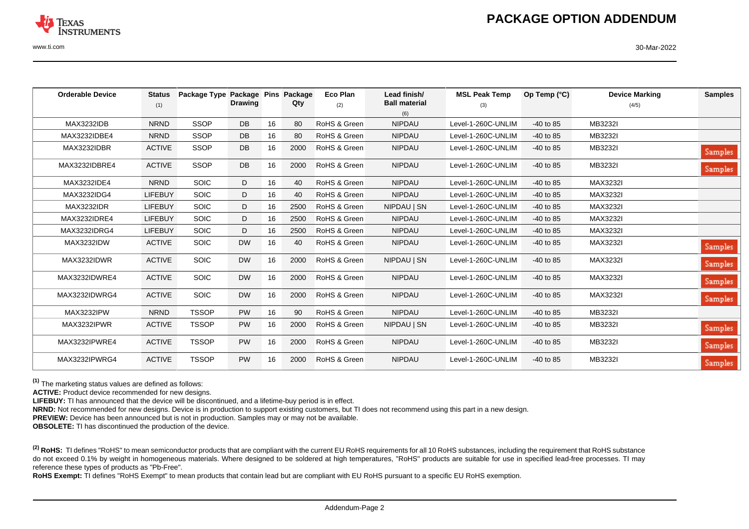# PACKAGE OPTION ADDENDUM

| Orderable Device | Status (1) | Package Type | Package Drawing | Pins | Package Qty | Eco Plan (2) | Lead finish/ Ball material (6) | MSL Peak Temp (3) | Op Temp (°C) | Device Marking (4/5) | Samples |
|---|---|---|---|---|---|---|---|---|---|---|---|
| MAX3232IDB | NRND | SSOP | DB | 16 | 80 | RoHS & Green | NIPDAU | Level-1-260C-UNLIM | -40 to 85 | MB3232I | |
| MAX3232IDBE4 | NRND | SSOP | DB | 16 | 80 | RoHS & Green | NIPDAU | Level-1-260C-UNLIM | -40 to 85 | MB3232I | |
| MAX3232IDBR | ACTIVE | SSOP | DB | 16 | 2000 | RoHS & Green | NIPDAU | Level-1-260C-UNLIM | -40 to 85 | MB3232I | Samples |
| MAX3232IDBRE4 | ACTIVE | SSOP | DB | 16 | 2000 | RoHS & Green | NIPDAU | Level-1-260C-UNLIM | -40 to 85 | MB3232I | Samples |
| MAX3232IDE4 | NRND | SOIC | D | 16 | 40 | RoHS & Green | NIPDAU | Level-1-260C-UNLIM | -40 to 85 | MAX3232I | |
| MAX3232IDG4 | LIFEBUY | SOIC | D | 16 | 40 | RoHS & Green | NIPDAU | Level-1-260C-UNLIM | -40 to 85 | MAX3232I | |
| MAX3232IDR | LIFEBUY | SOIC | D | 16 | 2500 | RoHS & Green | NIPDAU \| SN | Level-1-260C-UNLIM | -40 to 85 | MAX3232I | |
| MAX3232IDRE4 | LIFEBUY | SOIC | D | 16 | 2500 | RoHS & Green | NIPDAU | Level-1-260C-UNLIM | -40 to 85 | MAX3232I | |
| MAX3232IDRG4 | LIFEBUY | SOIC | D | 16 | 2500 | RoHS & Green | NIPDAU | Level-1-260C-UNLIM | -40 to 85 | MAX3232I | |
| MAX3232IDW | ACTIVE | SOIC | DW | 16 | 40 | RoHS & Green | NIPDAU | Level-1-260C-UNLIM | -40 to 85 | MAX3232I | Samples |
| MAX3232IDWR | ACTIVE | SOIC | DW | 16 | 2000 | RoHS & Green | NIPDAU \| SN | Level-1-260C-UNLIM | -40 to 85 | MAX3232I | Samples |
| MAX3232IDWRE4 | ACTIVE | SOIC | DW | 16 | 2000 | RoHS & Green | NIPDAU | Level-1-260C-UNLIM | -40 to 85 | MAX3232I | Samples |
| MAX3232IDWRG4 | ACTIVE | SOIC | DW | 16 | 2000 | RoHS & Green | NIPDAU | Level-1-260C-UNLIM | -40 to 85 | MAX3232I | Samples |
| MAX3232IPW | NRND | TSSOP | PW | 16 | 90 | RoHS & Green | NIPDAU | Level-1-260C-UNLIM | -40 to 85 | MB3232I | |
| MAX3232IPWR | ACTIVE | TSSOP | PW | 16 | 2000 | RoHS & Green | NIPDAU \| SN | Level-1-260C-UNLIM | -40 to 85 | MB3232I | Samples |
| MAX3232IPWRE4 | ACTIVE | TSSOP | PW | 16 | 2000 | RoHS & Green | NIPDAU | Level-1-260C-UNLIM | -40 to 85 | MB3232I | Samples |
| MAX3232IPWRG4 | ACTIVE | TSSOP | PW | 16 | 2000 | RoHS & Green | NIPDAU | Level-1-260C-UNLIM | -40 to 85 | MB3232I | Samples |

[1] The marketing status values are defined as follows:

**ACTIVE:** Product device recommended for new designs.

**LIFEBUY:** TI has announced that the device will be discontinued, and a lifetime-buy period is in effect.

**NRND:** Not recommended for new designs. Device is in production to support existing customers, but TI does not recommend using this part in a new design.

**PREVIEW:** Device has been announced but is not in production. Samples may or may not be available.

**OBSOLETE:** TI has discontinued the production of the device.

[2] **RoHS:** TI defines "RoHS" to mean semiconductor products that are compliant with the current EU RoHS requirements for all 10 RoHS substances, including the requirement that RoHS substance do not exceed 0.1% by weight in homogeneous materials. Where designed to be soldered at high temperatures, "RoHS" products are suitable for use in specified lead-free processes. TI may reference these types of products as "Pb-Free".

**RoHS Exempt:** TI defines "RoHS Exempt" to mean products that contain lead but are compliant with EU RoHS pursuant to a specific EU RoHS exemption.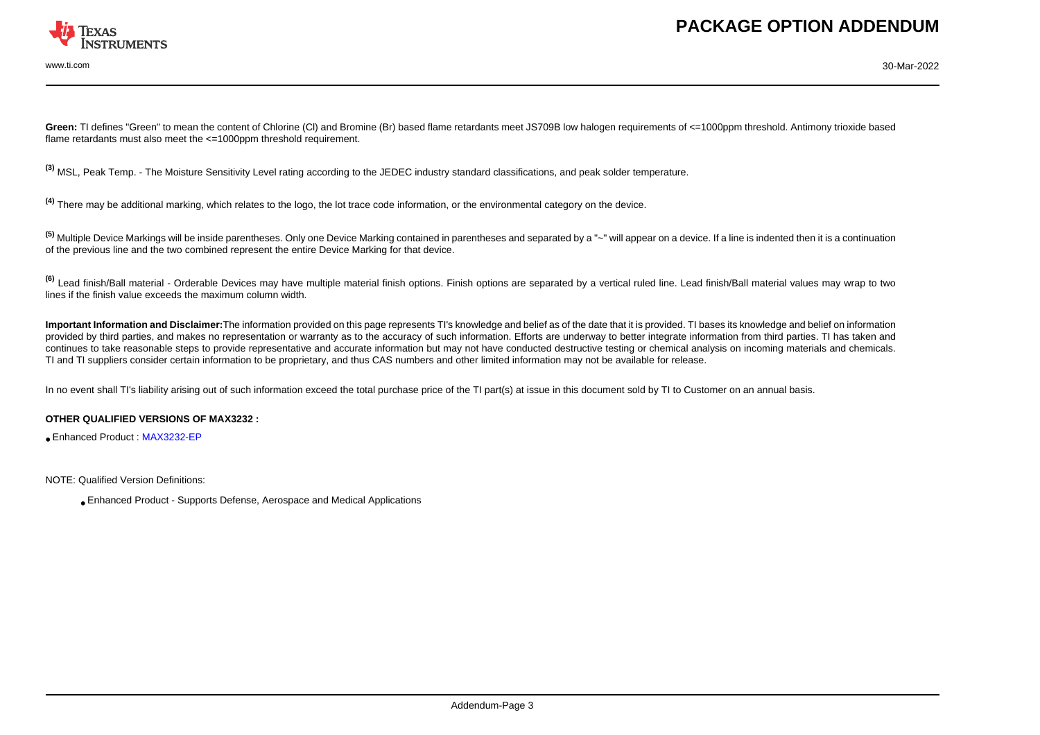**Green:** TI defines "Green" to mean the content of Chlorine (Cl) and Bromine (Br) based flame retardants meet JS709B low halogen requirements of <=1000ppm threshold. Antimony trioxide based flame retardants must also meet the <=1000ppm threshold requirement.

[3] MSL, Peak Temp. - The Moisture Sensitivity Level rating according to the JEDEC industry standard classifications, and peak solder temperature.

[4] There may be additional marking, which relates to the logo, the lot trace code information, or the environmental category on the device.

[5] Multiple Device Markings will be inside parentheses. Only one Device Marking contained in parentheses and separated by a "~" will appear on a device. If a line is indented then it is a continuation of the previous line and the two combined represent the entire Device Marking for that device.

[6] Lead finish/Ball material - Orderable Devices may have multiple material finish options. Finish options are separated by a vertical ruled line. Lead finish/Ball material values may wrap to two lines if the finish value exceeds the maximum column width.

**Important Information and Disclaimer:**The information provided on this page represents TI's knowledge and belief as of the date that it is provided. TI bases its knowledge and belief on information provided by third parties, and makes no representation or warranty as to the accuracy of such information. Efforts are underway to better integrate information from third parties. TI has taken and continues to take reasonable steps to provide representative and accurate information but may not have conducted destructive testing or chemical analysis on incoming materials and chemicals. TI and TI suppliers consider certain information to be proprietary, and thus CAS numbers and other limited information may not be available for release.

In no event shall TI's liability arising out of such information exceed the total purchase price of the TI part(s) at issue in this document sold by TI to Customer on an annual basis.

**OTHER QUALIFIED VERSIONS OF MAX3232 :**

- Enhanced Product : MAX3232-EP

NOTE: Qualified Version Definitions:

- Enhanced Product - Supports Defense, Aerospace and Medical Applications